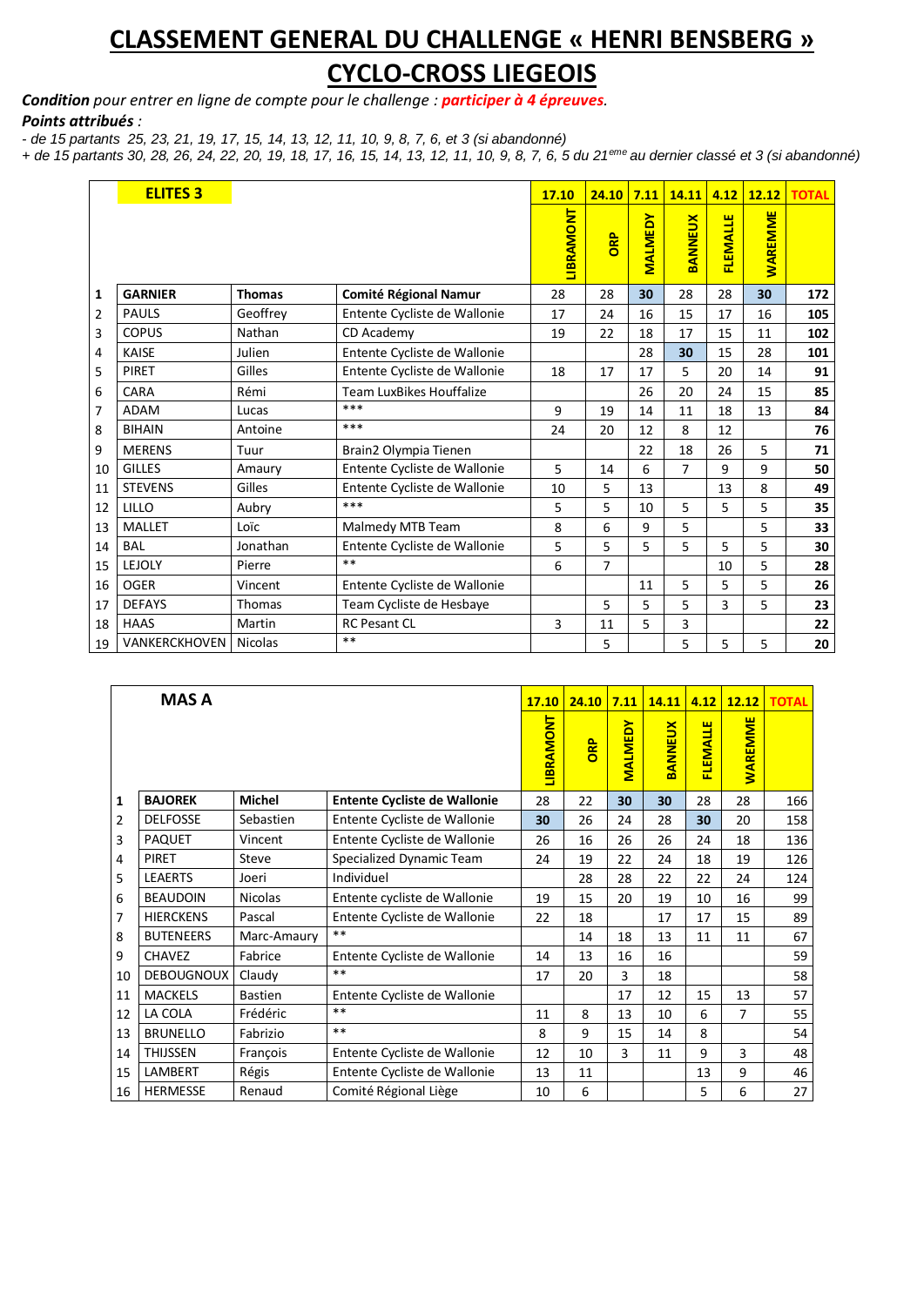# CLASSEMENT GENERAL DU CHALLENGE « HENRI BENSBERG »

# CYCLO-CROSS LIEGEOIS

***Condition*** *pour entrer en ligne de compte pour le challenge :* ***participer à 4 épreuves****.*

***Points attribués*** *:*

*- de 15 partants 25, 23, 21, 19, 17, 15, 14, 13, 12, 11, 10, 9, 8, 7, 6, et 3 (si abandonné)*

*+ de 15 partants 30, 28, 26, 24, 22, 20, 19, 18, 17, 16, 15, 14, 13, 12, 11, 10, 9, 8, 7, 6, 5 du 21[eme] au dernier classé et 3 (si abandonné)*

| | ELITES 3 | | | 17.10 | 24.10 | 7.11 | 14.11 | 4.12 | 12.12 | TOTAL |
|---|---|---|---|---|---|---|---|---|---|---|
| | | | | LIBRAMONT | ORP | MALMEDY | BANNEUX | FLEMALLE | WAREMME | |
| 1 | **GARNIER** | **Thomas** | **Comité Régional Namur** | 28 | 28 | **30** | 28 | 28 | **30** | **172** |
| 2 | PAULS | Geoffrey | Entente Cycliste de Wallonie | 17 | 24 | 16 | 15 | 17 | 16 | **105** |
| 3 | COPUS | Nathan | CD Academy | 19 | 22 | 18 | 17 | 15 | 11 | **102** |
| 4 | KAISE | Julien | Entente Cycliste de Wallonie | | | 28 | **30** | 15 | 28 | **101** |
| 5 | PIRET | Gilles | Entente Cycliste de Wallonie | 18 | 17 | 17 | 5 | 20 | 14 | **91** |
| 6 | CARA | Rémi | Team LuxBikes Houffalize | | | 26 | 20 | 24 | 15 | **85** |
| 7 | ADAM | Lucas | *** | 9 | 19 | 14 | 11 | 18 | 13 | **84** |
| 8 | BIHAIN | Antoine | *** | 24 | 20 | 12 | 8 | 12 | | **76** |
| 9 | MERENS | Tuur | Brain2 Olympia Tienen | | | 22 | 18 | 26 | 5 | **71** |
| 10 | GILLES | Amaury | Entente Cycliste de Wallonie | 5 | 14 | 6 | 7 | 9 | 9 | **50** |
| 11 | STEVENS | Gilles | Entente Cycliste de Wallonie | 10 | 5 | 13 | | 13 | 8 | **49** |
| 12 | LILLO | Aubry | *** | 5 | 5 | 10 | 5 | 5 | 5 | **35** |
| 13 | MALLET | Loïc | Malmedy MTB Team | 8 | 6 | 9 | 5 | | 5 | **33** |
| 14 | BAL | Jonathan | Entente Cycliste de Wallonie | 5 | 5 | 5 | 5 | 5 | 5 | **30** |
| 15 | LEJOLY | Pierre | ** | 6 | 7 | | | 10 | 5 | **28** |
| 16 | OGER | Vincent | Entente Cycliste de Wallonie | | | 11 | 5 | 5 | 5 | **26** |
| 17 | DEFAYS | Thomas | Team Cycliste de Hesbaye | | 5 | 5 | 5 | 3 | 5 | **23** |
| 18 | HAAS | Martin | RC Pesant CL | 3 | 11 | 5 | 3 | | | **22** |
| 19 | VANKERCKHOVEN | Nicolas | ** | | 5 | | 5 | 5 | 5 | **20** |

| | MAS A | | | 17.10 | 24.10 | 7.11 | 14.11 | 4.12 | 12.12 | TOTAL |
|---|---|---|---|---|---|---|---|---|---|---|
| | | | | LIBRAMONT | ORP | MALMEDY | BANNEUX | FLEMALLE | WAREMME | |
| 1 | **BAJOREK** | **Michel** | **Entente Cycliste de Wallonie** | 28 | 22 | **30** | **30** | 28 | 28 | 166 |
| 2 | DELFOSSE | Sebastien | Entente Cycliste de Wallonie | **30** | 26 | 24 | 28 | **30** | 20 | 158 |
| 3 | PAQUET | Vincent | Entente Cycliste de Wallonie | 26 | 16 | 26 | 26 | 24 | 18 | 136 |
| 4 | PIRET | Steve | Specialized Dynamic Team | 24 | 19 | 22 | 24 | 18 | 19 | 126 |
| 5 | LEAERTS | Joeri | Individuel | | 28 | 28 | 22 | 22 | 24 | 124 |
| 6 | BEAUDOIN | Nicolas | Entente cycliste de Wallonie | 19 | 15 | 20 | 19 | 10 | 16 | 99 |
| 7 | HIERCKENS | Pascal | Entente Cycliste de Wallonie | 22 | 18 | | 17 | 17 | 15 | 89 |
| 8 | BUTENEERS | Marc-Amaury | ** | | 14 | 18 | 13 | 11 | 11 | 67 |
| 9 | CHAVEZ | Fabrice | Entente Cycliste de Wallonie | 14 | 13 | 16 | 16 | | | 59 |
| 10 | DEBOUGNOUX | Claudy | ** | 17 | 20 | 3 | 18 | | | 58 |
| 11 | MACKELS | Bastien | Entente Cycliste de Wallonie | | | 17 | 12 | 15 | 13 | 57 |
| 12 | LA COLA | Frédéric | ** | 11 | 8 | 13 | 10 | 6 | 7 | 55 |
| 13 | BRUNELLO | Fabrizio | ** | 8 | 9 | 15 | 14 | 8 | | 54 |
| 14 | THIJSSEN | François | Entente Cycliste de Wallonie | 12 | 10 | 3 | 11 | 9 | 3 | 48 |
| 15 | LAMBERT | Régis | Entente Cycliste de Wallonie | 13 | 11 | | | 13 | 9 | 46 |
| 16 | HERMESSE | Renaud | Comité Régional Liège | 10 | 6 | | | 5 | 6 | 27 |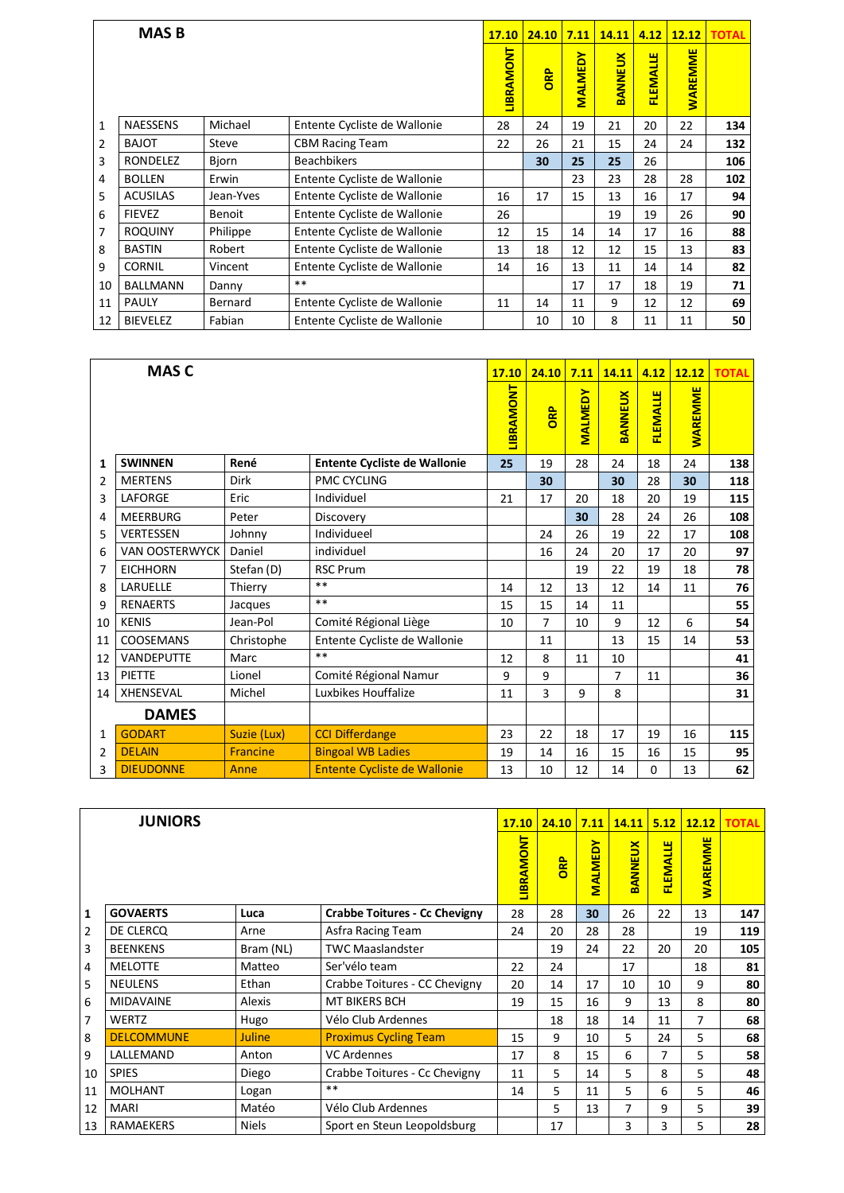| MAS B | | | | 17.10 | 24.10 | 7.11 | 14.11 | 4.12 | 12.12 | TOTAL |
|---|---|---|---|---|---|---|---|---|---|---|
| | | | | LIBRAMONT | ORP | MALMEDY | BANNEUX | FLEMALLE | WAREMME | |
| 1 | NAESSENS | Michael | Entente Cycliste de Wallonie | 28 | 24 | 19 | 21 | 20 | 22 | **134** |
| 2 | BAJOT | Steve | CBM Racing Team | 22 | 26 | 21 | 15 | 24 | 24 | **132** |
| 3 | RONDELEZ | Bjorn | Beachbikers | | **30** | **25** | **25** | 26 | | **106** |
| 4 | BOLLEN | Erwin | Entente Cycliste de Wallonie | | | 23 | 23 | 28 | 28 | **102** |
| 5 | ACUSILAS | Jean-Yves | Entente Cycliste de Wallonie | 16 | 17 | 15 | 13 | 16 | 17 | **94** |
| 6 | FIEVEZ | Benoit | Entente Cycliste de Wallonie | 26 | | | 19 | 19 | 26 | **90** |
| 7 | ROQUINY | Philippe | Entente Cycliste de Wallonie | 12 | 15 | 14 | 14 | 17 | 16 | **88** |
| 8 | BASTIN | Robert | Entente Cycliste de Wallonie | 13 | 18 | 12 | 12 | 15 | 13 | **83** |
| 9 | CORNIL | Vincent | Entente Cycliste de Wallonie | 14 | 16 | 13 | 11 | 14 | 14 | **82** |
| 10 | BALLMANN | Danny | ** | | | 17 | 17 | 18 | 19 | **71** |
| 11 | PAULY | Bernard | Entente Cycliste de Wallonie | 11 | 14 | 11 | 9 | 12 | 12 | **69** |
| 12 | BIEVELEZ | Fabian | Entente Cycliste de Wallonie | | 10 | 10 | 8 | 11 | 11 | **50** |

| MAS C | | | | 17.10 | 24.10 | 7.11 | 14.11 | 4.12 | 12.12 | TOTAL |
|---|---|---|---|---|---|---|---|---|---|---|
| | | | | LIBRAMONT | ORP | MALMEDY | BANNEUX | FLEMALLE | WAREMME | |
| **1** | **SWINNEN** | **René** | **Entente Cycliste de Wallonie** | **25** | 19 | 28 | 24 | 18 | 24 | **138** |
| 2 | MERTENS | Dirk | PMC CYCLING | | **30** | | **30** | 28 | **30** | **118** |
| 3 | LAFORGE | Eric | Individuel | 21 | 17 | 20 | 18 | 20 | 19 | **115** |
| 4 | MEERBURG | Peter | Discovery | | | **30** | 28 | 24 | 26 | **108** |
| 5 | VERTESSEN | Johnny | Individueel | | 24 | 26 | 19 | 22 | 17 | **108** |
| 6 | VAN OOSTERWYCK | Daniel | individuel | | 16 | 24 | 20 | 17 | 20 | **97** |
| 7 | EICHHORN | Stefan (D) | RSC Prum | | | 19 | 22 | 19 | 18 | **78** |
| 8 | LARUELLE | Thierry | ** | 14 | 12 | 13 | 12 | 14 | 11 | **76** |
| 9 | RENAERTS | Jacques | ** | 15 | 15 | 14 | 11 | | | **55** |
| 10 | KENIS | Jean-Pol | Comité Régional Liège | 10 | 7 | 10 | 9 | 12 | 6 | **54** |
| 11 | COOSEMANS | Christophe | Entente Cycliste de Wallonie | | 11 | | 13 | 15 | 14 | **53** |
| 12 | VANDEPUTTE | Marc | ** | 12 | 8 | 11 | 10 | | | **41** |
| 13 | PIETTE | Lionel | Comité Régional Namur | 9 | 9 | | 7 | 11 | | **36** |
| 14 | XHENSEVAL | Michel | Luxbikes Houffalize | 11 | 3 | 9 | 8 | | | **31** |
| | **DAMES** | | | | | | | | | |
| 1 | GODART | Suzie (Lux) | CCI Differdange | 23 | 22 | 18 | 17 | 19 | 16 | **115** |
| 2 | DELAIN | Francine | Bingoal WB Ladies | 19 | 14 | 16 | 15 | 16 | 15 | **95** |
| 3 | DIEUDONNE | Anne | Entente Cycliste de Wallonie | 13 | 10 | 12 | 14 | 0 | 13 | **62** |

| JUNIORS | | | | 17.10 | 24.10 | 7.11 | 14.11 | 5.12 | 12.12 | TOTAL |
|---|---|---|---|---|---|---|---|---|---|---|
| | | | | LIBRAMONT | ORP | MALMEDY | BANNEUX | FLEMALLE | WAREMME | |
| **1** | **GOVAERTS** | **Luca** | **Crabbe Toitures - Cc Chevigny** | 28 | 28 | **30** | 26 | 22 | 13 | **147** |
| 2 | DE CLERCQ | Arne | Asfra Racing Team | 24 | 20 | 28 | 28 | | 19 | **119** |
| 3 | BEENKENS | Bram (NL) | TWC Maaslandster | | 19 | 24 | 22 | 20 | 20 | **105** |
| 4 | MELOTTE | Matteo | Ser'vélo team | 22 | 24 | | 17 | | 18 | **81** |
| 5 | NEULENS | Ethan | Crabbe Toitures - CC Chevigny | 20 | 14 | 17 | 10 | 10 | 9 | **80** |
| 6 | MIDAVAINE | Alexis | MT BIKERS BCH | 19 | 15 | 16 | 9 | 13 | 8 | **80** |
| 7 | WERTZ | Hugo | Vélo Club Ardennes | | 18 | 18 | 14 | 11 | 7 | **68** |
| 8 | DELCOMMUNE | Juline | Proximus Cycling Team | 15 | 9 | 10 | 5 | 24 | 5 | **68** |
| 9 | LALLEMAND | Anton | VC Ardennes | 17 | 8 | 15 | 6 | 7 | 5 | **58** |
| 10 | SPIES | Diego | Crabbe Toitures - Cc Chevigny | 11 | 5 | 14 | 5 | 8 | 5 | **48** |
| 11 | MOLHANT | Logan | ** | 14 | 5 | 11 | 5 | 6 | 5 | **46** |
| 12 | MARI | Matéo | Vélo Club Ardennes | | 5 | 13 | 7 | 9 | 5 | **39** |
| 13 | RAMAEKERS | Niels | Sport en Steun Leopoldsburg | | 17 | | 3 | 3 | 5 | **28** |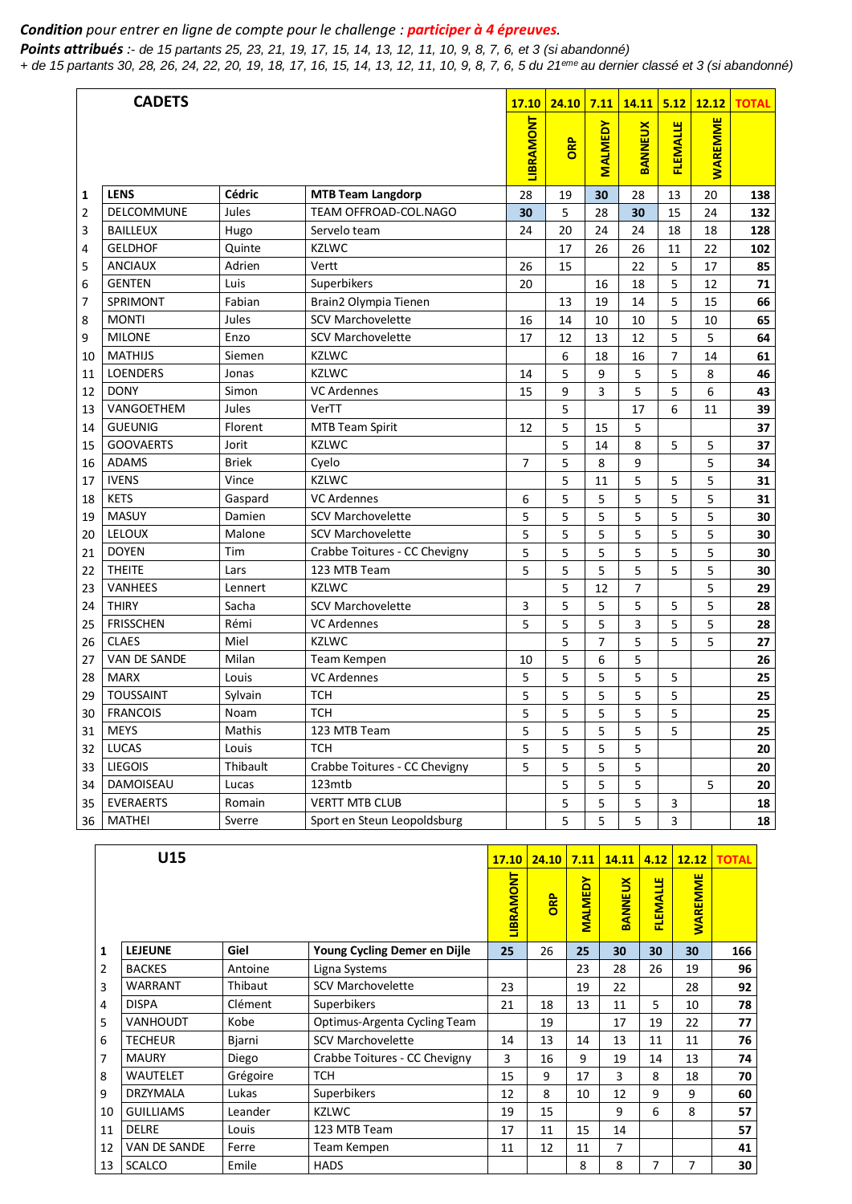***Condition** pour entrer en ligne de compte pour le challenge : **participer à 4 épreuves**.*

***Points attribués** :- de 15 partants 25, 23, 21, 19, 17, 15, 14, 13, 12, 11, 10, 9, 8, 7, 6, et 3 (si abandonné)*

*+ de 15 partants 30, 28, 26, 24, 22, 20, 19, 18, 17, 16, 15, 14, 13, 12, 11, 10, 9, 8, 7, 6, 5 du 21ème au dernier classé et 3 (si abandonné)*

| | CADETS | | | 17.10 | 24.10 | 7.11 | 14.11 | 5.12 | 12.12 | TOTAL |
|---|---|---|---|---|---|---|---|---|---|---|
| | | | | LIBRAMONT | ORP | MALMEDY | BANNEUX | FLEMALLE | WAREMME | |
| 1 | **LENS** | **Cédric** | **MTB Team Langdorp** | 28 | 19 | **30** | 28 | 13 | 20 | **138** |
| 2 | DELCOMMUNE | Jules | TEAM OFFROAD-COL.NAGO | **30** | 5 | 28 | **30** | 15 | 24 | **132** |
| 3 | BAILLEUX | Hugo | Servelo team | 24 | 20 | 24 | 24 | 18 | 18 | **128** |
| 4 | GELDHOF | Quinte | KZLWC | | 17 | 26 | 26 | 11 | 22 | **102** |
| 5 | ANCIAUX | Adrien | Vertt | 26 | 15 | | 22 | 5 | 17 | **85** |
| 6 | GENTEN | Luis | Superbikers | 20 | | 16 | 18 | 5 | 12 | **71** |
| 7 | SPRIMONT | Fabian | Brain2 Olympia Tienen | | 13 | 19 | 14 | 5 | 15 | **66** |
| 8 | MONTI | Jules | SCV Marchovelette | 16 | 14 | 10 | 10 | 5 | 10 | **65** |
| 9 | MILONE | Enzo | SCV Marchovelette | 17 | 12 | 13 | 12 | 5 | 5 | **64** |
| 10 | MATHIJS | Siemen | KZLWC | | 6 | 18 | 16 | 7 | 14 | **61** |
| 11 | LOENDERS | Jonas | KZLWC | 14 | 5 | 9 | 5 | 5 | 8 | **46** |
| 12 | DONY | Simon | VC Ardennes | 15 | 9 | 3 | 5 | 5 | 6 | **43** |
| 13 | VANGOETHEM | Jules | VerTT | | 5 | | 17 | 6 | 11 | **39** |
| 14 | GUEUNIG | Florent | MTB Team Spirit | 12 | 5 | 15 | 5 | | | **37** |
| 15 | GOOVAERTS | Jorit | KZLWC | | 5 | 14 | 8 | 5 | 5 | **37** |
| 16 | ADAMS | Briek | Cyelo | 7 | 5 | 8 | 9 | | 5 | **34** |
| 17 | IVENS | Vince | KZLWC | | 5 | 11 | 5 | 5 | 5 | **31** |
| 18 | KETS | Gaspard | VC Ardennes | 6 | 5 | 5 | 5 | 5 | 5 | **31** |
| 19 | MASUY | Damien | SCV Marchovelette | 5 | 5 | 5 | 5 | 5 | 5 | **30** |
| 20 | LELOUX | Malone | SCV Marchovelette | 5 | 5 | 5 | 5 | 5 | 5 | **30** |
| 21 | DOYEN | Tim | Crabbe Toitures - CC Chevigny | 5 | 5 | 5 | 5 | 5 | 5 | **30** |
| 22 | THEITE | Lars | 123 MTB Team | 5 | 5 | 5 | 5 | 5 | 5 | **30** |
| 23 | VANHEES | Lennert | KZLWC | | 5 | 12 | 7 | | 5 | **29** |
| 24 | THIRY | Sacha | SCV Marchovelette | 3 | 5 | 5 | 5 | 5 | 5 | **28** |
| 25 | FRISSCHEN | Rémi | VC Ardennes | 5 | 5 | 5 | 3 | 5 | 5 | **28** |
| 26 | CLAES | Miel | KZLWC | | 5 | 7 | 5 | 5 | 5 | **27** |
| 27 | VAN DE SANDE | Milan | Team Kempen | 10 | 5 | 6 | 5 | | | **26** |
| 28 | MARX | Louis | VC Ardennes | 5 | 5 | 5 | 5 | 5 | | **25** |
| 29 | TOUSSAINT | Sylvain | TCH | 5 | 5 | 5 | 5 | 5 | | **25** |
| 30 | FRANCOIS | Noam | TCH | 5 | 5 | 5 | 5 | 5 | | **25** |
| 31 | MEYS | Mathis | 123 MTB Team | 5 | 5 | 5 | 5 | 5 | | **25** |
| 32 | LUCAS | Louis | TCH | 5 | 5 | 5 | 5 | | | **20** |
| 33 | LIEGOIS | Thibault | Crabbe Toitures - CC Chevigny | 5 | 5 | 5 | 5 | | | **20** |
| 34 | DAMOISEAU | Lucas | 123mtb | | 5 | 5 | 5 | | 5 | **20** |
| 35 | EVERAERTS | Romain | VERTT MTB CLUB | | 5 | 5 | 5 | 3 | | **18** |
| 36 | MATHEI | Sverre | Sport en Steun Leopoldsburg | | 5 | 5 | 5 | 3 | | **18** |

| | U15 | | | 17.10 | 24.10 | 7.11 | 14.11 | 4.12 | 12.12 | TOTAL |
|---|---|---|---|---|---|---|---|---|---|---|
| | | | | LIBRAMONT | ORP | MALMEDY | BANNEUX | FLEMALLE | WAREMME | |
| 1 | **LEJEUNE** | **Giel** | **Young Cycling Demer en Dijle** | **25** | 26 | **25** | **30** | **30** | **30** | **166** |
| 2 | BACKES | Antoine | Ligna Systems | | | 23 | 28 | 26 | 19 | **96** |
| 3 | WARRANT | Thibaut | SCV Marchovelette | 23 | | 19 | 22 | | 28 | **92** |
| 4 | DISPA | Clément | Superbikers | 21 | 18 | 13 | 11 | 5 | 10 | **78** |
| 5 | VANHOUDT | Kobe | Optimus-Argenta Cycling Team | | 19 | | 17 | 19 | 22 | **77** |
| 6 | TECHEUR | Bjarni | SCV Marchovelette | 14 | 13 | 14 | 13 | 11 | 11 | **76** |
| 7 | MAURY | Diego | Crabbe Toitures - CC Chevigny | 3 | 16 | 9 | 19 | 14 | 13 | **74** |
| 8 | WAUTELET | Grégoire | TCH | 15 | 9 | 17 | 3 | 8 | 18 | **70** |
| 9 | DRZYMALA | Lukas | Superbikers | 12 | 8 | 10 | 12 | 9 | 9 | **60** |
| 10 | GUILLIAMS | Leander | KZLWC | 19 | 15 | | 9 | 6 | 8 | **57** |
| 11 | DELRE | Louis | 123 MTB Team | 17 | 11 | 15 | 14 | | | **57** |
| 12 | VAN DE SANDE | Ferre | Team Kempen | 11 | 12 | 11 | 7 | | | **41** |
| 13 | SCALCO | Emile | HADS | | | 8 | 8 | 7 | 7 | **30** |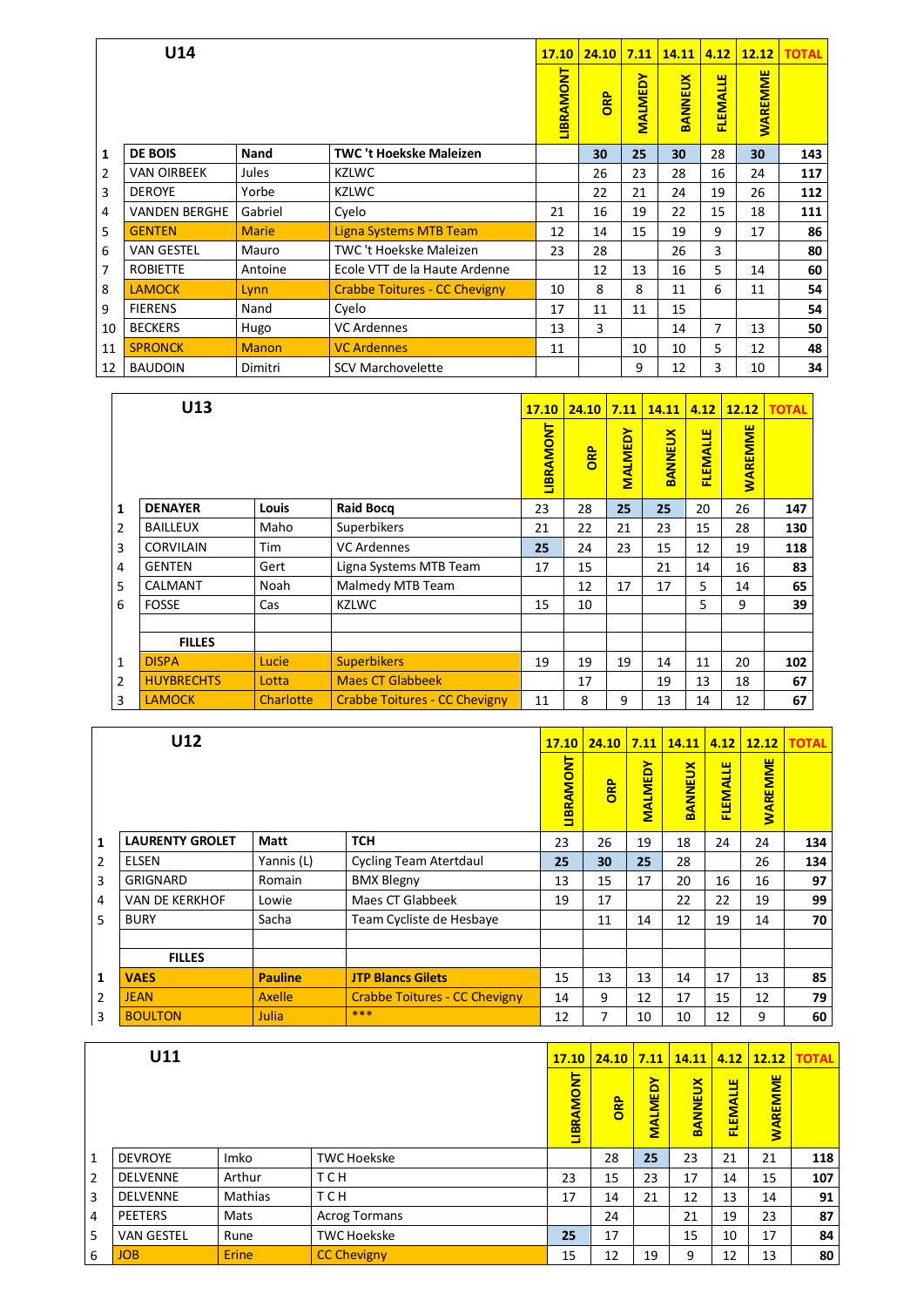## U14

| | U14 | | | 17.10 LIBRAMONT | 24.10 ORP | 7.11 MALMEDY | 14.11 BANNEUX | 4.12 FLEMALLE | 12.12 WAREMME | TOTAL |
|---|---|---|---|---|---|---|---|---|---|---|
| **1** | **DE BOIS** | **Nand** | **TWC 't Hoekske Maleizen** | | **30** | **25** | **30** | 28 | **30** | **143** |
| 2 | VAN OIRBEEK | Jules | KZLWC | | 26 | 23 | 28 | 16 | 24 | **117** |
| 3 | DEROYE | Yorbe | KZLWC | | 22 | 21 | 24 | 19 | 26 | **112** |
| 4 | VANDEN BERGHE | Gabriel | Cyelo | 21 | 16 | 19 | 22 | 15 | 18 | **111** |
| 5 | GENTEN | Marie | Ligna Systems MTB Team | 12 | 14 | 15 | 19 | 9 | 17 | **86** |
| 6 | VAN GESTEL | Mauro | TWC 't Hoekske Maleizen | 23 | 28 | | 26 | 3 | | **80** |
| 7 | ROBIETTE | Antoine | Ecole VTT de la Haute Ardenne | | 12 | 13 | 16 | 5 | 14 | **60** |
| 8 | LAMOCK | Lynn | Crabbe Toitures - CC Chevigny | 10 | 8 | 8 | 11 | 6 | 11 | **54** |
| 9 | FIERENS | Nand | Cyelo | 17 | 11 | 11 | 15 | | | **54** |
| 10 | BECKERS | Hugo | VC Ardennes | 13 | 3 | | 14 | 7 | 13 | **50** |
| 11 | SPRONCK | Manon | VC Ardennes | 11 | | 10 | 10 | 5 | 12 | **48** |
| 12 | BAUDOIN | Dimitri | SCV Marchovelette | | | 9 | 12 | 3 | 10 | **34** |

## U13

| | U13 | | | 17.10 LIBRAMONT | 24.10 ORP | 7.11 MALMEDY | 14.11 BANNEUX | 4.12 FLEMALLE | 12.12 WAREMME | TOTAL |
|---|---|---|---|---|---|---|---|---|---|---|
| **1** | **DENAYER** | **Louis** | **Raid Bocq** | 23 | 28 | **25** | **25** | 20 | 26 | **147** |
| 2 | BAILLEUX | Maho | Superbikers | 21 | 22 | 21 | 23 | 15 | 28 | **130** |
| 3 | CORVILAIN | Tim | VC Ardennes | **25** | 24 | 23 | 15 | 12 | 19 | **118** |
| 4 | GENTEN | Gert | Ligna Systems MTB Team | 17 | 15 | | 21 | 14 | 16 | **83** |
| 5 | CALMANT | Noah | Malmedy MTB Team | | 12 | 17 | 17 | 5 | 14 | **65** |
| 6 | FOSSE | Cas | KZLWC | 15 | 10 | | | 5 | 9 | **39** |
| | | | | | | | | | | |
| | **FILLES** | | | | | | | | | |
| 1 | DISPA | Lucie | Superbikers | 19 | 19 | 19 | 14 | 11 | 20 | **102** |
| 2 | HUYBRECHTS | Lotta | Maes CT Glabbeek | | 17 | | 19 | 13 | 18 | **67** |
| 3 | LAMOCK | Charlotte | Crabbe Toitures - CC Chevigny | 11 | 8 | 9 | 13 | 14 | 12 | **67** |

## U12

| | U12 | | | 17.10 LIBRAMONT | 24.10 ORP | 7.11 MALMEDY | 14.11 BANNEUX | 4.12 FLEMALLE | 12.12 WAREMME | TOTAL |
|---|---|---|---|---|---|---|---|---|---|---|
| **1** | **LAURENTY GROLET** | **Matt** | **TCH** | 23 | 26 | 19 | 18 | 24 | 24 | **134** |
| 2 | ELSEN | Yannis (L) | Cycling Team Atertdaul | **25** | **30** | **25** | 28 | | 26 | **134** |
| 3 | GRIGNARD | Romain | BMX Blegny | 13 | 15 | 17 | 20 | 16 | 16 | **97** |
| 4 | VAN DE KERKHOF | Lowie | Maes CT Glabbeek | 19 | 17 | | 22 | 22 | 19 | **99** |
| 5 | BURY | Sacha | Team Cycliste de Hesbaye | | 11 | 14 | 12 | 19 | 14 | **70** |
| | | | | | | | | | | |
| | **FILLES** | | | | | | | | | |
| **1** | **VAES** | **Pauline** | **JTP Blancs Gilets** | 15 | 13 | 13 | 14 | 17 | 13 | **85** |
| 2 | JEAN | Axelle | Crabbe Toitures - CC Chevigny | 14 | 9 | 12 | 17 | 15 | 12 | **79** |
| 3 | BOULTON | Julia | *** | 12 | 7 | 10 | 10 | 12 | 9 | **60** |

## U11

| | U11 | | | 17.10 LIBRAMONT | 24.10 ORP | 7.11 MALMEDY | 14.11 BANNEUX | 4.12 FLEMALLE | 12.12 WAREMME | TOTAL |
|---|---|---|---|---|---|---|---|---|---|---|
| 1 | DEVROYE | Imko | TWC Hoekske | | 28 | **25** | 23 | 21 | 21 | **118** |
| 2 | DELVENNE | Arthur | T C H | 23 | 15 | 23 | 17 | 14 | 15 | **107** |
| 3 | DELVENNE | Mathias | T C H | 17 | 14 | 21 | 12 | 13 | 14 | **91** |
| 4 | PEETERS | Mats | Acrog Tormans | | 24 | | 21 | 19 | 23 | **87** |
| 5 | VAN GESTEL | Rune | TWC Hoekske | **25** | 17 | | 15 | 10 | 17 | **84** |
| 6 | JOB | Erine | CC Chevigny | 15 | 12 | 19 | 9 | 12 | 13 | **80** |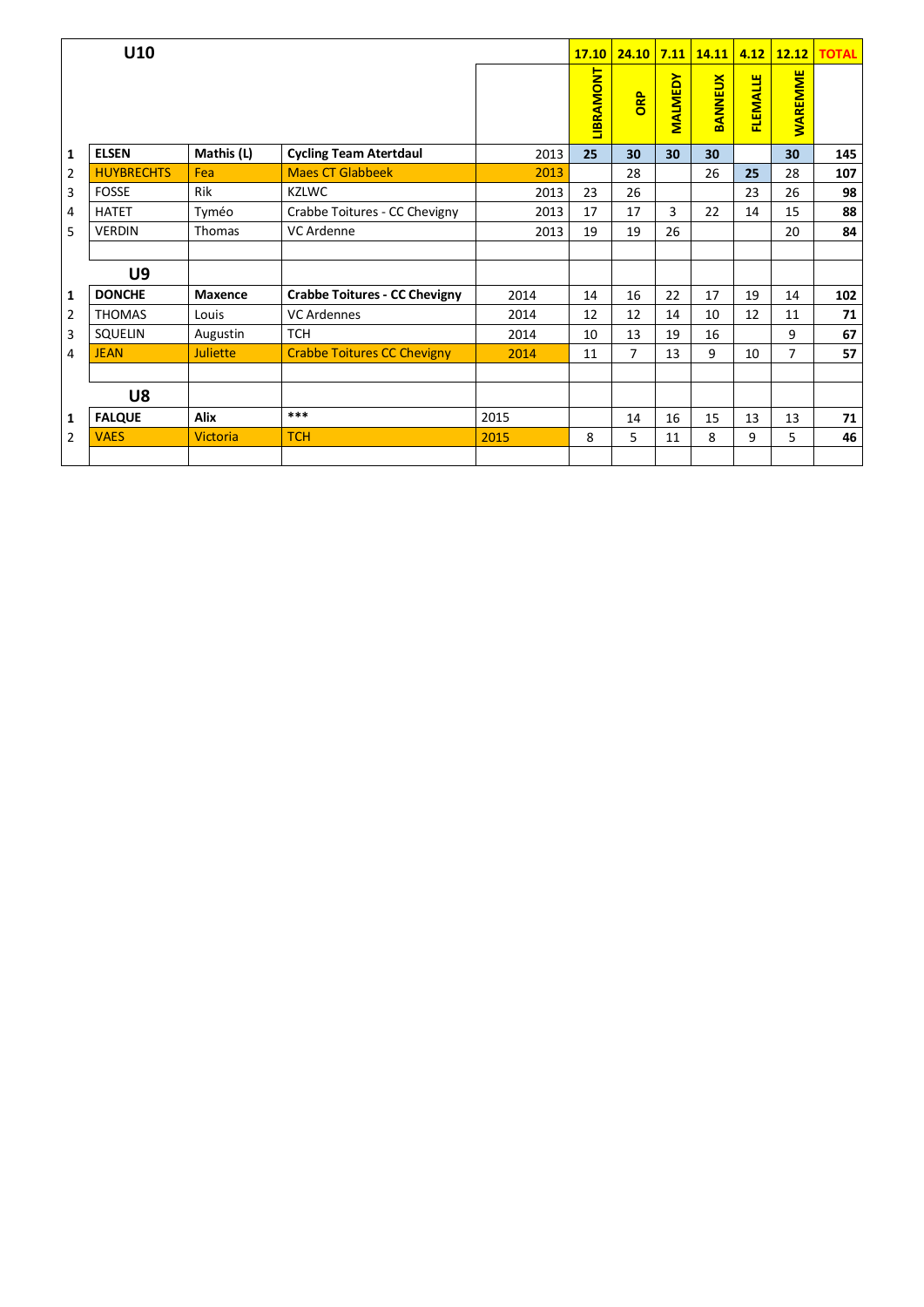| U10 | | | | | 17.10 | 24.10 | 7.11 | 14.11 | 4.12 | 12.12 | TOTAL |
|---|---|---|---|---|---|---|---|---|---|---|---|
| | | | | | LIBRAMONT | ORP | MALMEDY | BANNEUX | FLEMALLE | WAREMME | |
| **1** | **ELSEN** | **Mathis (L)** | **Cycling Team Atertdaul** | 2013 | **25** | **30** | **30** | **30** | | **30** | **145** |
| 2 | HUYBRECHTS | Fea | Maes CT Glabbeek | 2013 | | 28 | | 26 | **25** | 28 | **107** |
| 3 | FOSSE | Rik | KZLWC | 2013 | 23 | 26 | | | 23 | 26 | **98** |
| 4 | HATET | Tyméo | Crabbe Toitures - CC Chevigny | 2013 | 17 | 17 | 3 | 22 | 14 | 15 | **88** |
| 5 | VERDIN | Thomas | VC Ardenne | 2013 | 19 | 19 | 26 | | | 20 | **84** |
| | | | | | | | | | | | |
| | **U9** | | | | | | | | | | |
| **1** | **DONCHE** | **Maxence** | **Crabbe Toitures - CC Chevigny** | 2014 | 14 | 16 | 22 | 17 | 19 | 14 | **102** |
| 2 | THOMAS | Louis | VC Ardennes | 2014 | 12 | 12 | 14 | 10 | 12 | 11 | **71** |
| 3 | SQUELIN | Augustin | TCH | 2014 | 10 | 13 | 19 | 16 | | 9 | **67** |
| 4 | JEAN | Juliette | Crabbe Toitures CC Chevigny | 2014 | 11 | 7 | 13 | 9 | 10 | 7 | **57** |
| | | | | | | | | | | | |
| | **U8** | | | | | | | | | | |
| **1** | **FALQUE** | **Alix** | *** | 2015 | | 14 | 16 | 15 | 13 | 13 | **71** |
| 2 | VAES | Victoria | TCH | 2015 | 8 | 5 | 11 | 8 | 9 | 5 | **46** |